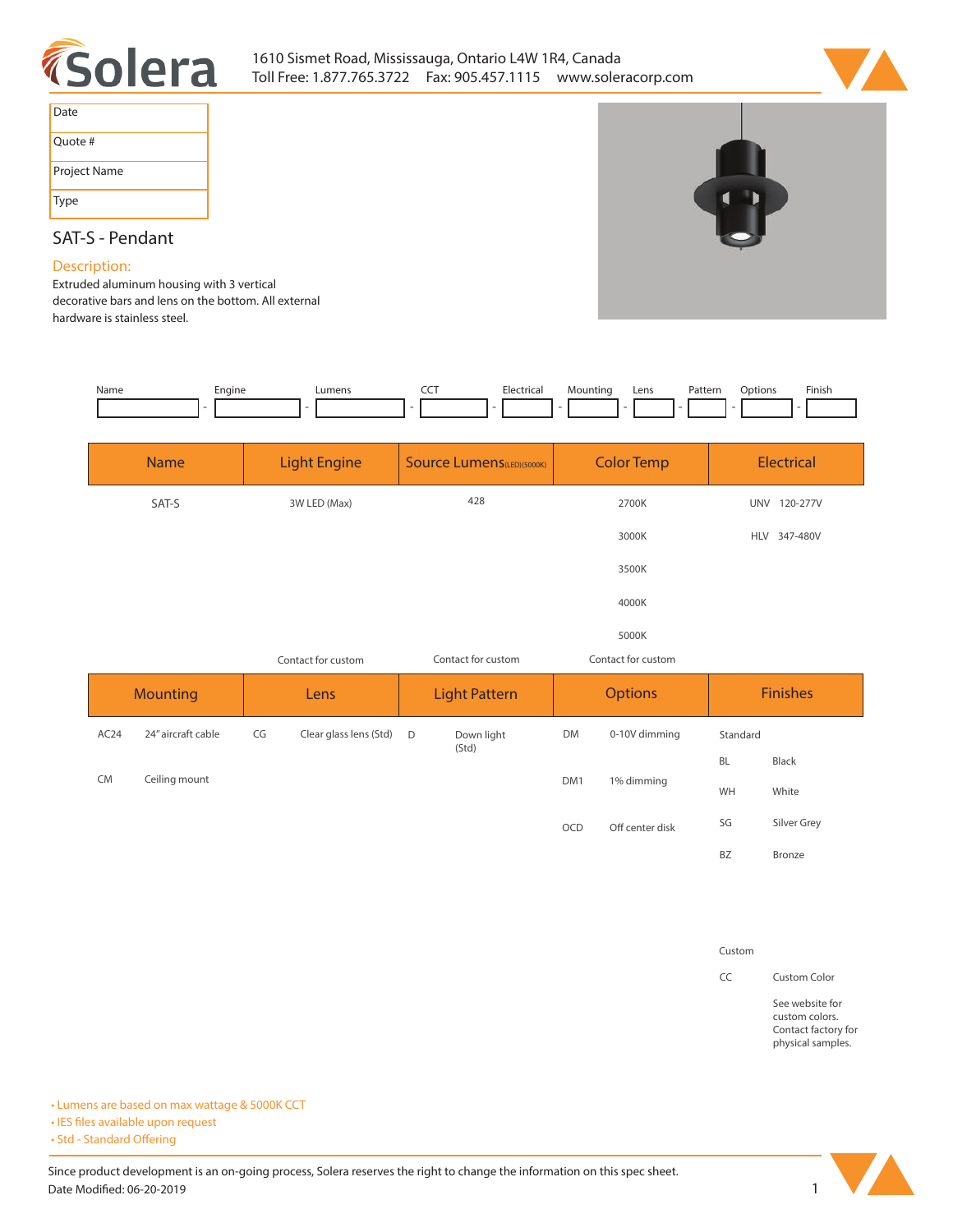# Solera

1610 Sismet Road, Mississauga, Ontario L4W 1R4, Canada
Toll Free: 1.877.765.3722 Fax: 905.457.1115 www.soleracorp.com

| Date | |
|---|---|
| Quote # | |
| Project Name | |
| Type | |

## SAT-S - Pendant

### Description:

Extruded aluminum housing with 3 vertical decorative bars and lens on the bottom. All external hardware is stainless steel.

| Name | Engine | Lumens | CCT | Electrical | Mounting | Lens | Pattern | Options | Finish |
|---|---|---|---|---|---|---|---|---|---|
| | | | | | | | | | |

| Name | Light Engine | Source Lumens(LED)(5000K) | Color Temp | Electrical |
|---|---|---|---|---|
| SAT-S | 3W LED (Max) | 428 | 2700K | UNV 120-277V |
| | | | 3000K | HLV 347-480V |
| | | | 3500K | |
| | | | 4000K | |
| | | | 5000K | |
| | Contact for custom | Contact for custom | Contact for custom | |

| Mounting | | Lens | | Light Pattern | | Options | | Finishes | |
|---|---|---|---|---|---|---|---|---|---|
| AC24 | 24" aircraft cable | CG | Clear glass lens (Std) | D | Down light (Std) | DM | 0-10V dimming | Standard | |
| | | | | | | | | BL | Black |
| CM | Ceiling mount | | | | | DM1 | 1% dimming | WH | White |
| | | | | | | OCD | Off center disk | SG | Silver Grey |
| | | | | | | | | BZ | Bronze |
| | | | | | | | | Custom | |
| | | | | | | | | CC | Custom Color |
| | | | | | | | | | See website for custom colors. Contact factory for physical samples. |

- Lumens are based on max wattage & 5000K CCT
- IES files available upon request
- Std - Standard Offering

Since product development is an on-going process, Solera reserves the right to change the information on this spec sheet.
Date Modified: 06-20-2019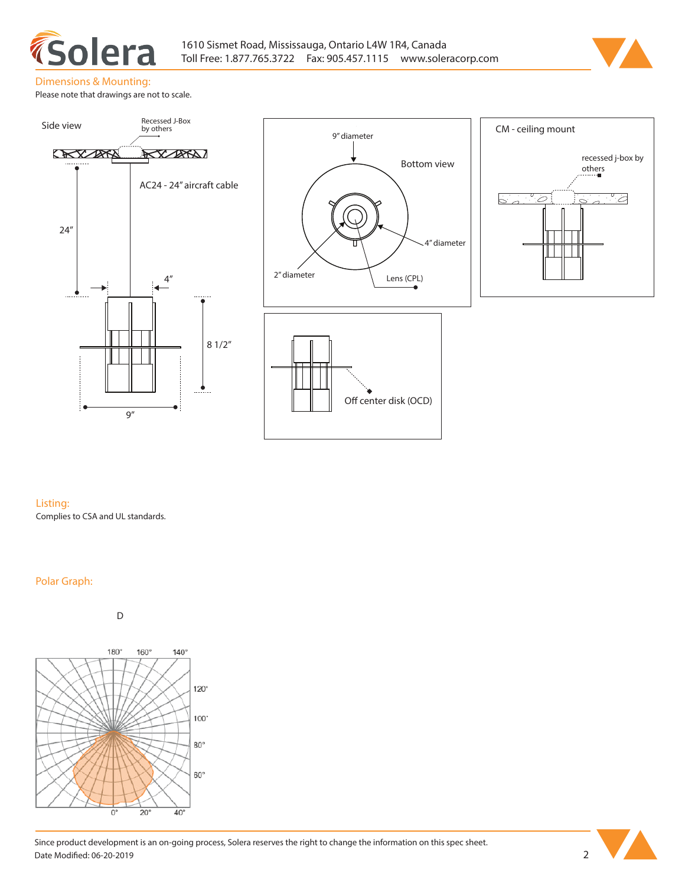1610 Sismet Road, Mississauga, Ontario L4W 1R4, Canada
Toll Free: 1.877.765.3722 Fax: 905.457.1115 www.soleracorp.com

## Dimensions & Mounting:

Please note that drawings are not to scale.

Side view

Recessed J-Box by others

AC24 - 24" aircraft cable

24"

4"

8 1/2"

9"

9" diameter

Bottom view

4" diameter

2" diameter

Lens (CPL)

CM - ceiling mount

recessed j-box by others

Off center disk (OCD)

## Listing:

Complies to CSA and UL standards.

## Polar Graph:

D

180° 160° 140°

120°

100°

80°

60°

0° 20° 40°

Since product development is an on-going process, Solera reserves the right to change the information on this spec sheet.
Date Modified: 06-20-2019